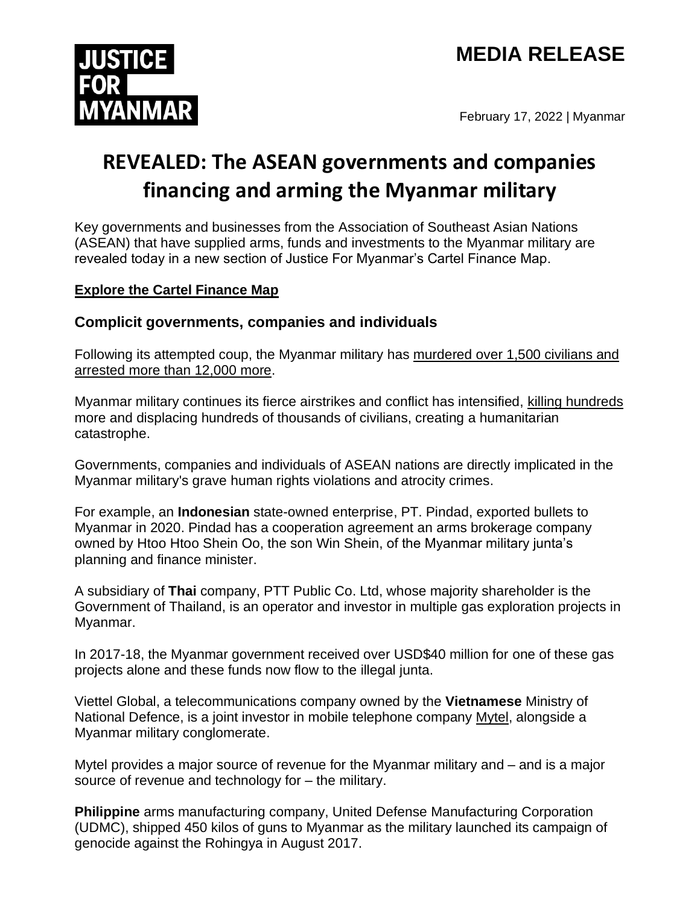JUSTICE FOR MYANMAR

# MEDIA RELEASE

February 17, 2022 | Myanmar

# REVEALED: The ASEAN governments and companies financing and arming the Myanmar military

Key governments and businesses from the Association of Southeast Asian Nations (ASEAN) that have supplied arms, funds and investments to the Myanmar military are revealed today in a new section of Justice For Myanmar's Cartel Finance Map.

**Explore the Cartel Finance Map**

## Complicit governments, companies and individuals

Following its attempted coup, the Myanmar military has murdered over 1,500 civilians and arrested more than 12,000 more.

Myanmar military continues its fierce airstrikes and conflict has intensified, killing hundreds more and displacing hundreds of thousands of civilians, creating a humanitarian catastrophe.

Governments, companies and individuals of ASEAN nations are directly implicated in the Myanmar military's grave human rights violations and atrocity crimes.

For example, an **Indonesian** state-owned enterprise, PT. Pindad, exported bullets to Myanmar in 2020. Pindad has a cooperation agreement an arms brokerage company owned by Htoo Htoo Shein Oo, the son Win Shein, of the Myanmar military junta's planning and finance minister.

A subsidiary of **Thai** company, PTT Public Co. Ltd, whose majority shareholder is the Government of Thailand, is an operator and investor in multiple gas exploration projects in Myanmar.

In 2017-18, the Myanmar government received over USD$40 million for one of these gas projects alone and these funds now flow to the illegal junta.

Viettel Global, a telecommunications company owned by the **Vietnamese** Ministry of National Defence, is a joint investor in mobile telephone company Mytel, alongside a Myanmar military conglomerate.

Mytel provides a major source of revenue for the Myanmar military and – and is a major source of revenue and technology for – the military.

**Philippine** arms manufacturing company, United Defense Manufacturing Corporation (UDMC), shipped 450 kilos of guns to Myanmar as the military launched its campaign of genocide against the Rohingya in August 2017.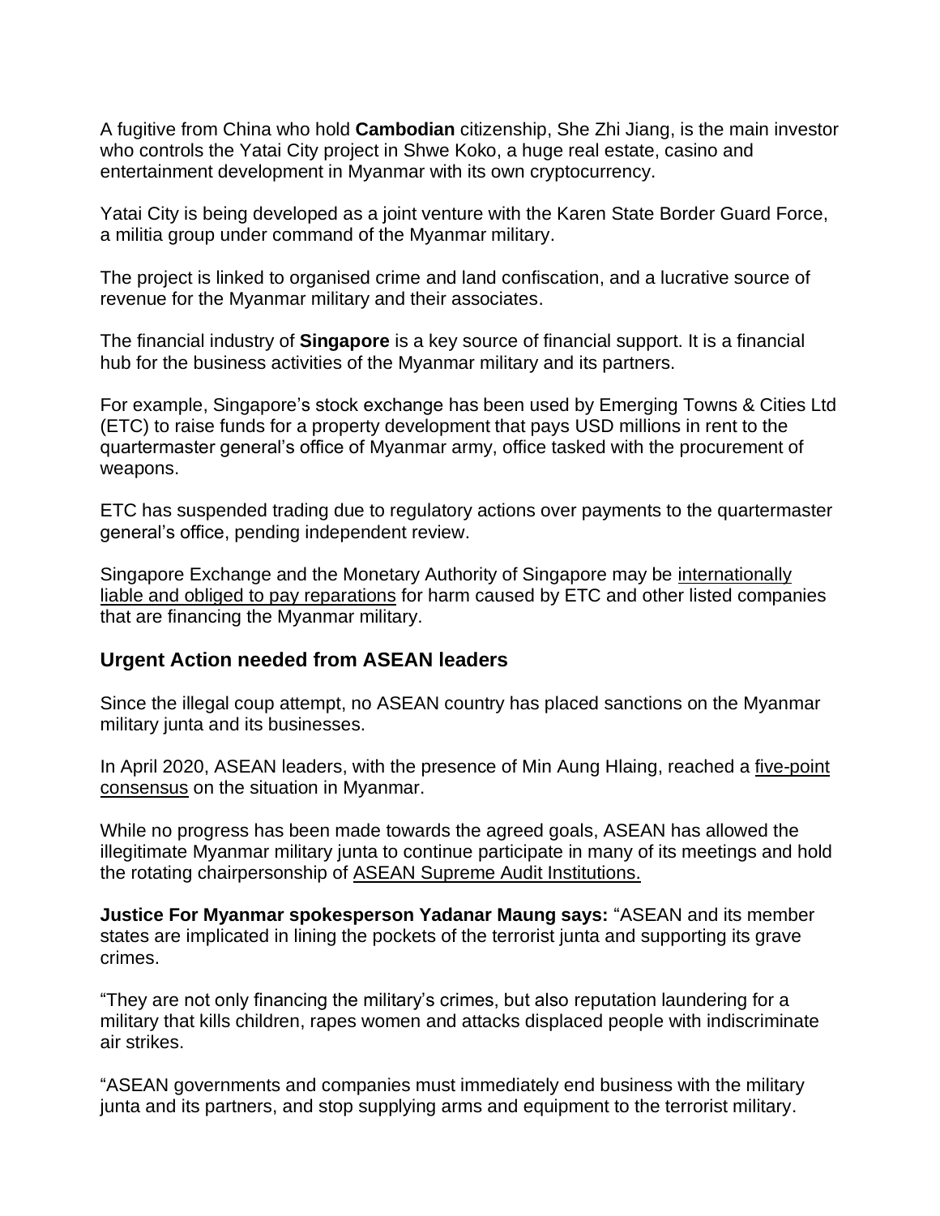A fugitive from China who hold **Cambodian** citizenship, She Zhi Jiang, is the main investor who controls the Yatai City project in Shwe Koko, a huge real estate, casino and entertainment development in Myanmar with its own cryptocurrency.

Yatai City is being developed as a joint venture with the Karen State Border Guard Force, a militia group under command of the Myanmar military.

The project is linked to organised crime and land confiscation, and a lucrative source of revenue for the Myanmar military and their associates.

The financial industry of **Singapore** is a key source of financial support. It is a financial hub for the business activities of the Myanmar military and its partners.

For example, Singapore's stock exchange has been used by Emerging Towns & Cities Ltd (ETC) to raise funds for a property development that pays USD millions in rent to the quartermaster general's office of Myanmar army, office tasked with the procurement of weapons.

ETC has suspended trading due to regulatory actions over payments to the quartermaster general's office, pending independent review.

Singapore Exchange and the Monetary Authority of Singapore may be internationally liable and obliged to pay reparations for harm caused by ETC and other listed companies that are financing the Myanmar military.

## Urgent Action needed from ASEAN leaders

Since the illegal coup attempt, no ASEAN country has placed sanctions on the Myanmar military junta and its businesses.

In April 2020, ASEAN leaders, with the presence of Min Aung Hlaing, reached a five-point consensus on the situation in Myanmar.

While no progress has been made towards the agreed goals, ASEAN has allowed the illegitimate Myanmar military junta to continue participate in many of its meetings and hold the rotating chairpersonship of ASEAN Supreme Audit Institutions.

**Justice For Myanmar spokesperson Yadanar Maung says:** "ASEAN and its member states are implicated in lining the pockets of the terrorist junta and supporting its grave crimes.

"They are not only financing the military's crimes, but also reputation laundering for a military that kills children, rapes women and attacks displaced people with indiscriminate air strikes.

"ASEAN governments and companies must immediately end business with the military junta and its partners, and stop supplying arms and equipment to the terrorist military.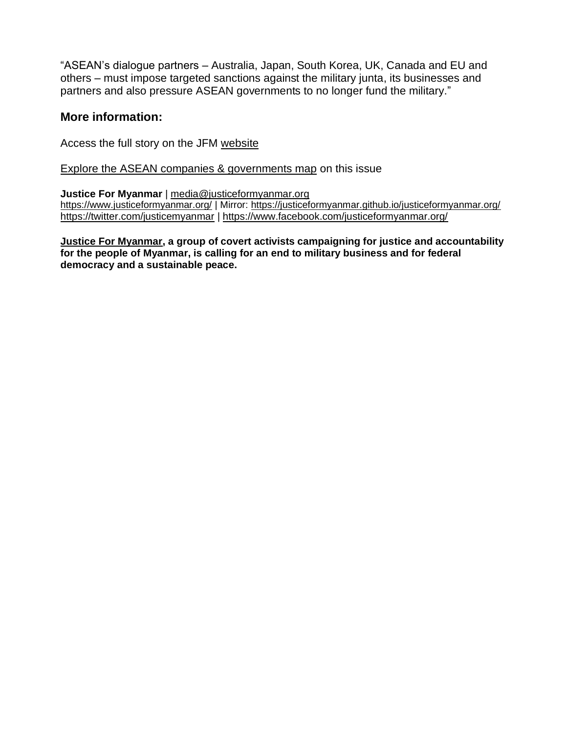"ASEAN's dialogue partners – Australia, Japan, South Korea, UK, Canada and EU and others – must impose targeted sanctions against the military junta, its businesses and partners and also pressure ASEAN governments to no longer fund the military."

## More information:

Access the full story on the JFM website

Explore the ASEAN companies & governments map on this issue

**Justice For Myanmar** | media@justiceformyanmar.org
https://www.justiceformyanmar.org/ | Mirror: https://justiceformyanmar.github.io/justiceformyanmar.org/
https://twitter.com/justicemyanmar | https://www.facebook.com/justiceformyanmar.org/

**Justice For Myanmar, a group of covert activists campaigning for justice and accountability for the people of Myanmar, is calling for an end to military business and for federal democracy and a sustainable peace.**